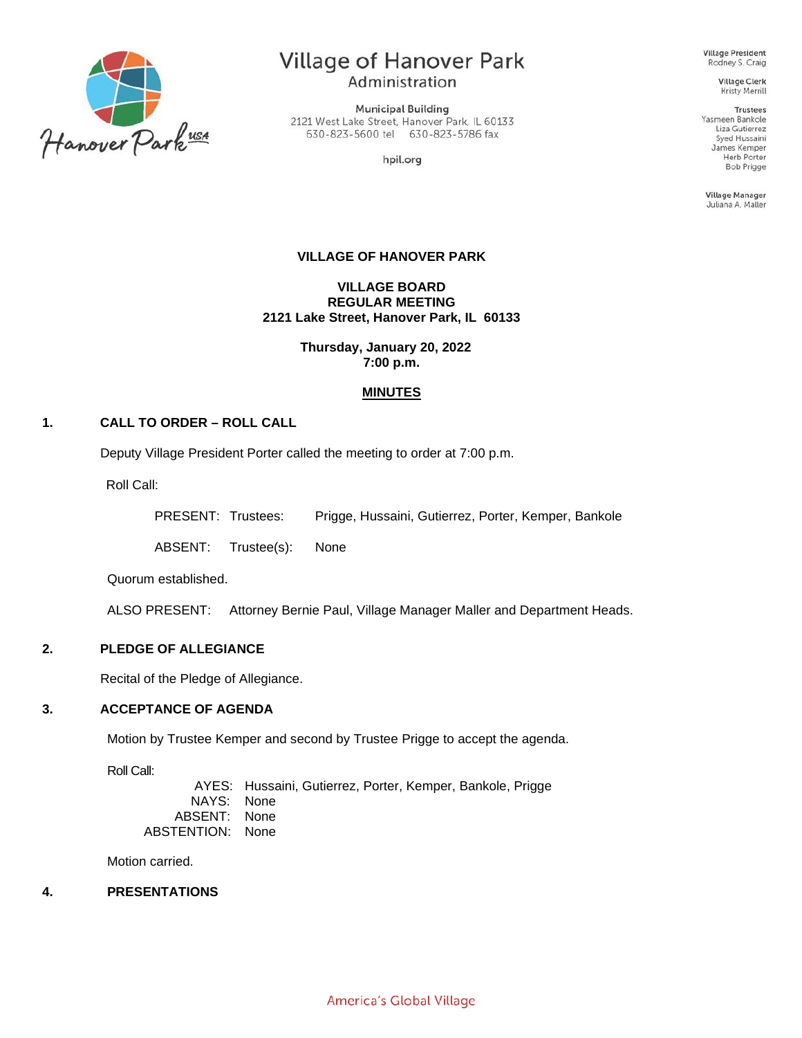# Village of Hanover Park
Administration

Municipal Building
2121 West Lake Street, Hanover Park, IL 60133
630-823-5600 tel    630-823-5786 fax

hpil.org

Village President
Rodney S. Craig

Village Clerk
Kristy Merrill

Trustees
Yasmeen Bankole
Liza Gutierrez
Syed Hussaini
James Kemper
Herb Porter
Bob Prigge

Village Manager
Juliana A. Maller

**VILLAGE OF HANOVER PARK**

**VILLAGE BOARD**
**REGULAR MEETING**
**2121 Lake Street, Hanover Park, IL 60133**

**Thursday, January 20, 2022**
**7:00 p.m.**

**MINUTES**

## 1. CALL TO ORDER – ROLL CALL

Deputy Village President Porter called the meeting to order at 7:00 p.m.

Roll Call:

PRESENT: Trustees: Prigge, Hussaini, Gutierrez, Porter, Kemper, Bankole

ABSENT: Trustee(s): None

Quorum established.

ALSO PRESENT: Attorney Bernie Paul, Village Manager Maller and Department Heads.

## 2. PLEDGE OF ALLEGIANCE

Recital of the Pledge of Allegiance.

## 3. ACCEPTANCE OF AGENDA

Motion by Trustee Kemper and second by Trustee Prigge to accept the agenda.

Roll Call:

AYES: Hussaini, Gutierrez, Porter, Kemper, Bankole, Prigge
NAYS: None
ABSENT: None
ABSTENTION: None

Motion carried.

## 4. PRESENTATIONS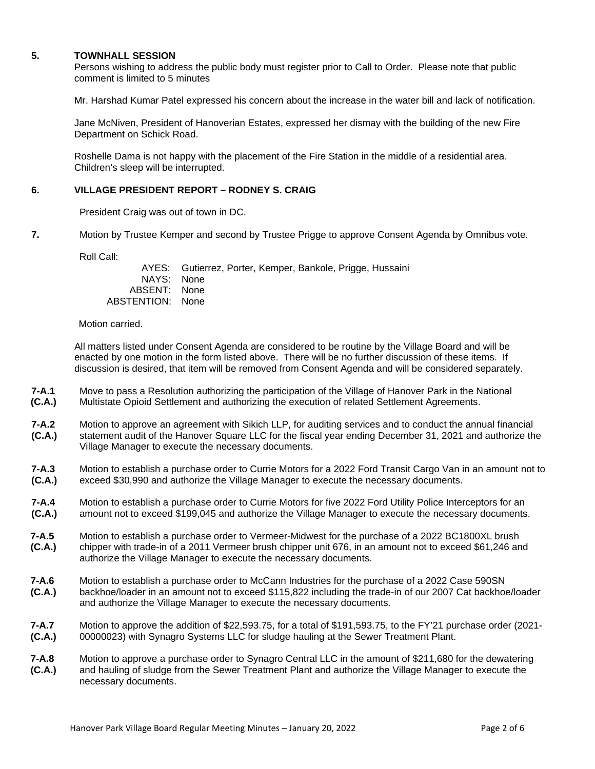**5. TOWNHALL SESSION**

Persons wishing to address the public body must register prior to Call to Order. Please note that public comment is limited to 5 minutes

Mr. Harshad Kumar Patel expressed his concern about the increase in the water bill and lack of notification.

Jane McNiven, President of Hanoverian Estates, expressed her dismay with the building of the new Fire Department on Schick Road.

Roshelle Dama is not happy with the placement of the Fire Station in the middle of a residential area. Children's sleep will be interrupted.

**6. VILLAGE PRESIDENT REPORT – RODNEY S. CRAIG**

President Craig was out of town in DC.

**7.** Motion by Trustee Kemper and second by Trustee Prigge to approve Consent Agenda by Omnibus vote.

Roll Call:

AYES: Gutierrez, Porter, Kemper, Bankole, Prigge, Hussaini
NAYS: None
ABSENT: None
ABSTENTION: None

Motion carried.

All matters listed under Consent Agenda are considered to be routine by the Village Board and will be enacted by one motion in the form listed above. There will be no further discussion of these items. If discussion is desired, that item will be removed from Consent Agenda and will be considered separately.

**7-A.1 (C.A.)** Move to pass a Resolution authorizing the participation of the Village of Hanover Park in the National Multistate Opioid Settlement and authorizing the execution of related Settlement Agreements.

**7-A.2 (C.A.)** Motion to approve an agreement with Sikich LLP, for auditing services and to conduct the annual financial statement audit of the Hanover Square LLC for the fiscal year ending December 31, 2021 and authorize the Village Manager to execute the necessary documents.

**7-A.3 (C.A.)** Motion to establish a purchase order to Currie Motors for a 2022 Ford Transit Cargo Van in an amount not to exceed $30,990 and authorize the Village Manager to execute the necessary documents.

**7-A.4 (C.A.)** Motion to establish a purchase order to Currie Motors for five 2022 Ford Utility Police Interceptors for an amount not to exceed $199,045 and authorize the Village Manager to execute the necessary documents.

**7-A.5 (C.A.)** Motion to establish a purchase order to Vermeer-Midwest for the purchase of a 2022 BC1800XL brush chipper with trade-in of a 2011 Vermeer brush chipper unit 676, in an amount not to exceed $61,246 and authorize the Village Manager to execute the necessary documents.

**7-A.6 (C.A.)** Motion to establish a purchase order to McCann Industries for the purchase of a 2022 Case 590SN backhoe/loader in an amount not to exceed $115,822 including the trade-in of our 2007 Cat backhoe/loader and authorize the Village Manager to execute the necessary documents.

**7-A.7 (C.A.)** Motion to approve the addition of $22,593.75, for a total of $191,593.75, to the FY'21 purchase order (2021-00000023) with Synagro Systems LLC for sludge hauling at the Sewer Treatment Plant.

**7-A.8 (C.A.)** Motion to approve a purchase order to Synagro Central LLC in the amount of $211,680 for the dewatering and hauling of sludge from the Sewer Treatment Plant and authorize the Village Manager to execute the necessary documents.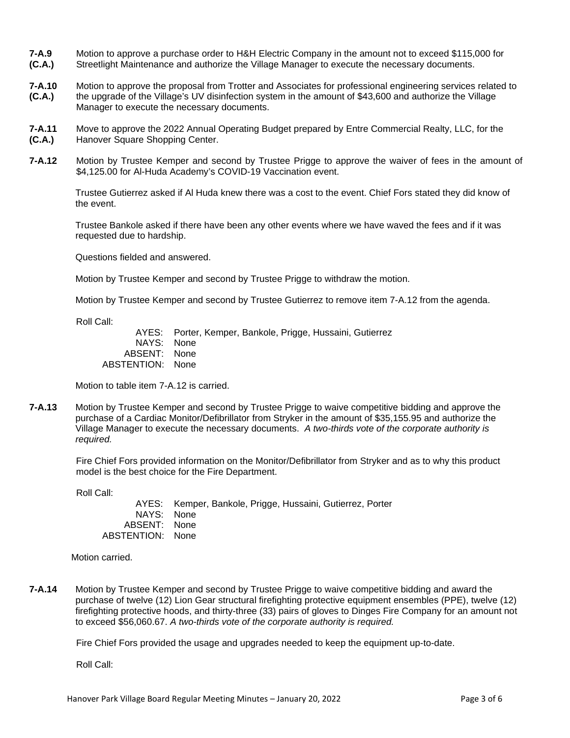**7-A.9 (C.A.)** Motion to approve a purchase order to H&H Electric Company in the amount not to exceed $115,000 for Streetlight Maintenance and authorize the Village Manager to execute the necessary documents.

**7-A.10 (C.A.)** Motion to approve the proposal from Trotter and Associates for professional engineering services related to the upgrade of the Village's UV disinfection system in the amount of $43,600 and authorize the Village Manager to execute the necessary documents.

**7-A.11 (C.A.)** Move to approve the 2022 Annual Operating Budget prepared by Entre Commercial Realty, LLC, for the Hanover Square Shopping Center.

**7-A.12** Motion by Trustee Kemper and second by Trustee Prigge to approve the waiver of fees in the amount of $4,125.00 for Al-Huda Academy's COVID-19 Vaccination event.

Trustee Gutierrez asked if Al Huda knew there was a cost to the event. Chief Fors stated they did know of the event.

Trustee Bankole asked if there have been any other events where we have waved the fees and if it was requested due to hardship.

Questions fielded and answered.

Motion by Trustee Kemper and second by Trustee Prigge to withdraw the motion.

Motion by Trustee Kemper and second by Trustee Gutierrez to remove item 7-A.12 from the agenda.

Roll Call:

AYES: Porter, Kemper, Bankole, Prigge, Hussaini, Gutierrez
NAYS: None
ABSENT: None
ABSTENTION: None

Motion to table item 7-A.12 is carried.

**7-A.13** Motion by Trustee Kemper and second by Trustee Prigge to waive competitive bidding and approve the purchase of a Cardiac Monitor/Defibrillator from Stryker in the amount of $35,155.95 and authorize the Village Manager to execute the necessary documents. *A two-thirds vote of the corporate authority is required.*

Fire Chief Fors provided information on the Monitor/Defibrillator from Stryker and as to why this product model is the best choice for the Fire Department.

Roll Call:

AYES: Kemper, Bankole, Prigge, Hussaini, Gutierrez, Porter
NAYS: None
ABSENT: None
ABSTENTION: None

Motion carried.

**7-A.14** Motion by Trustee Kemper and second by Trustee Prigge to waive competitive bidding and award the purchase of twelve (12) Lion Gear structural firefighting protective equipment ensembles (PPE), twelve (12) firefighting protective hoods, and thirty-three (33) pairs of gloves to Dinges Fire Company for an amount not to exceed $56,060.67. *A two-thirds vote of the corporate authority is required.*

Fire Chief Fors provided the usage and upgrades needed to keep the equipment up-to-date.

Roll Call: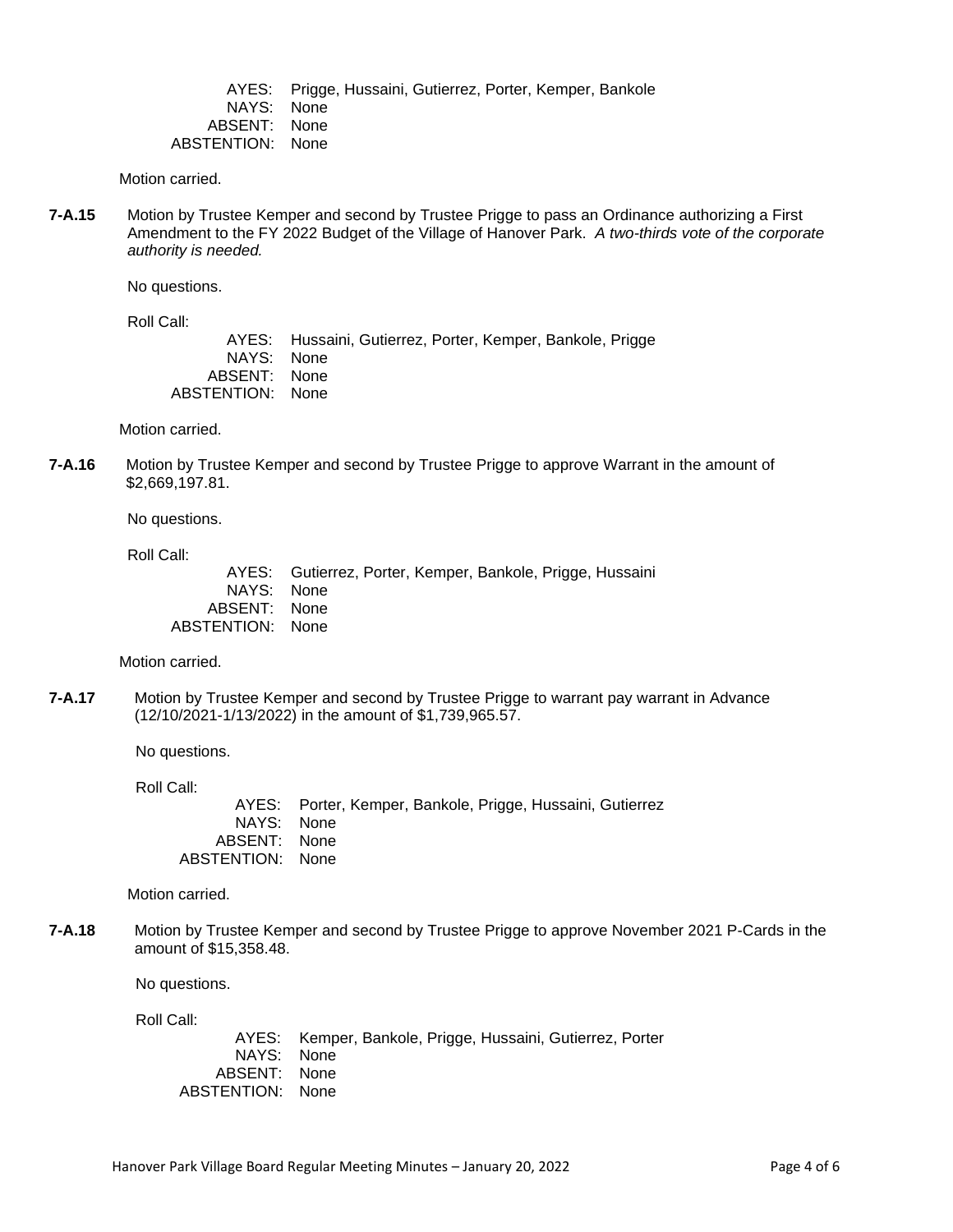AYES: Prigge, Hussaini, Gutierrez, Porter, Kemper, Bankole
NAYS: None
ABSENT: None
ABSTENTION: None

Motion carried.

**7-A.15** Motion by Trustee Kemper and second by Trustee Prigge to pass an Ordinance authorizing a First Amendment to the FY 2022 Budget of the Village of Hanover Park. *A two-thirds vote of the corporate authority is needed.*

No questions.

Roll Call:

AYES: Hussaini, Gutierrez, Porter, Kemper, Bankole, Prigge
NAYS: None
ABSENT: None
ABSTENTION: None

Motion carried.

**7-A.16** Motion by Trustee Kemper and second by Trustee Prigge to approve Warrant in the amount of $2,669,197.81.

No questions.

Roll Call:

AYES: Gutierrez, Porter, Kemper, Bankole, Prigge, Hussaini
NAYS: None
ABSENT: None
ABSTENTION: None

Motion carried.

**7-A.17** Motion by Trustee Kemper and second by Trustee Prigge to warrant pay warrant in Advance (12/10/2021-1/13/2022) in the amount of $1,739,965.57.

No questions.

Roll Call:

AYES: Porter, Kemper, Bankole, Prigge, Hussaini, Gutierrez
NAYS: None
ABSENT: None
ABSTENTION: None

Motion carried.

**7-A.18** Motion by Trustee Kemper and second by Trustee Prigge to approve November 2021 P-Cards in the amount of $15,358.48.

No questions.

Roll Call:

AYES: Kemper, Bankole, Prigge, Hussaini, Gutierrez, Porter
NAYS: None
ABSENT: None
ABSTENTION: None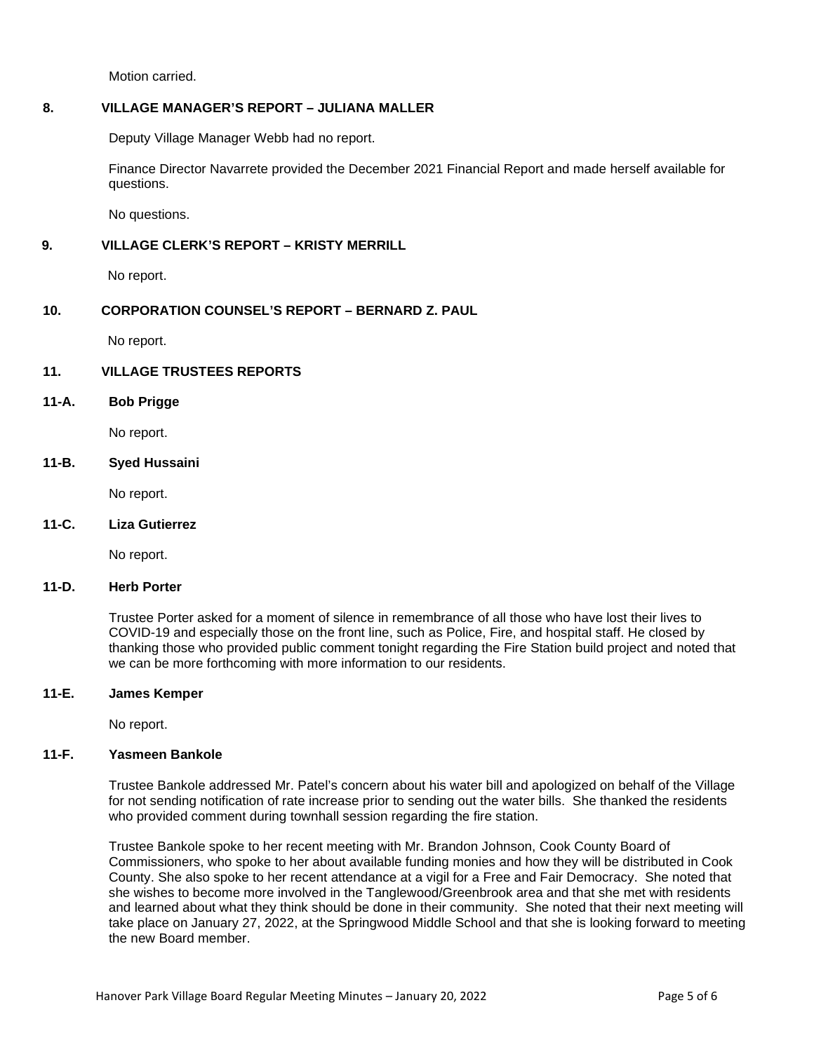Motion carried.

## 8. VILLAGE MANAGER'S REPORT – JULIANA MALLER

Deputy Village Manager Webb had no report.

Finance Director Navarrete provided the December 2021 Financial Report and made herself available for questions.

No questions.

## 9. VILLAGE CLERK'S REPORT – KRISTY MERRILL

No report.

## 10. CORPORATION COUNSEL'S REPORT – BERNARD Z. PAUL

No report.

## 11. VILLAGE TRUSTEES REPORTS

### 11-A. Bob Prigge

No report.

### 11-B. Syed Hussaini

No report.

### 11-C. Liza Gutierrez

No report.

### 11-D. Herb Porter

Trustee Porter asked for a moment of silence in remembrance of all those who have lost their lives to COVID-19 and especially those on the front line, such as Police, Fire, and hospital staff. He closed by thanking those who provided public comment tonight regarding the Fire Station build project and noted that we can be more forthcoming with more information to our residents.

### 11-E. James Kemper

No report.

### 11-F. Yasmeen Bankole

Trustee Bankole addressed Mr. Patel's concern about his water bill and apologized on behalf of the Village for not sending notification of rate increase prior to sending out the water bills. She thanked the residents who provided comment during townhall session regarding the fire station.

Trustee Bankole spoke to her recent meeting with Mr. Brandon Johnson, Cook County Board of Commissioners, who spoke to her about available funding monies and how they will be distributed in Cook County. She also spoke to her recent attendance at a vigil for a Free and Fair Democracy. She noted that she wishes to become more involved in the Tanglewood/Greenbrook area and that she met with residents and learned about what they think should be done in their community. She noted that their next meeting will take place on January 27, 2022, at the Springwood Middle School and that she is looking forward to meeting the new Board member.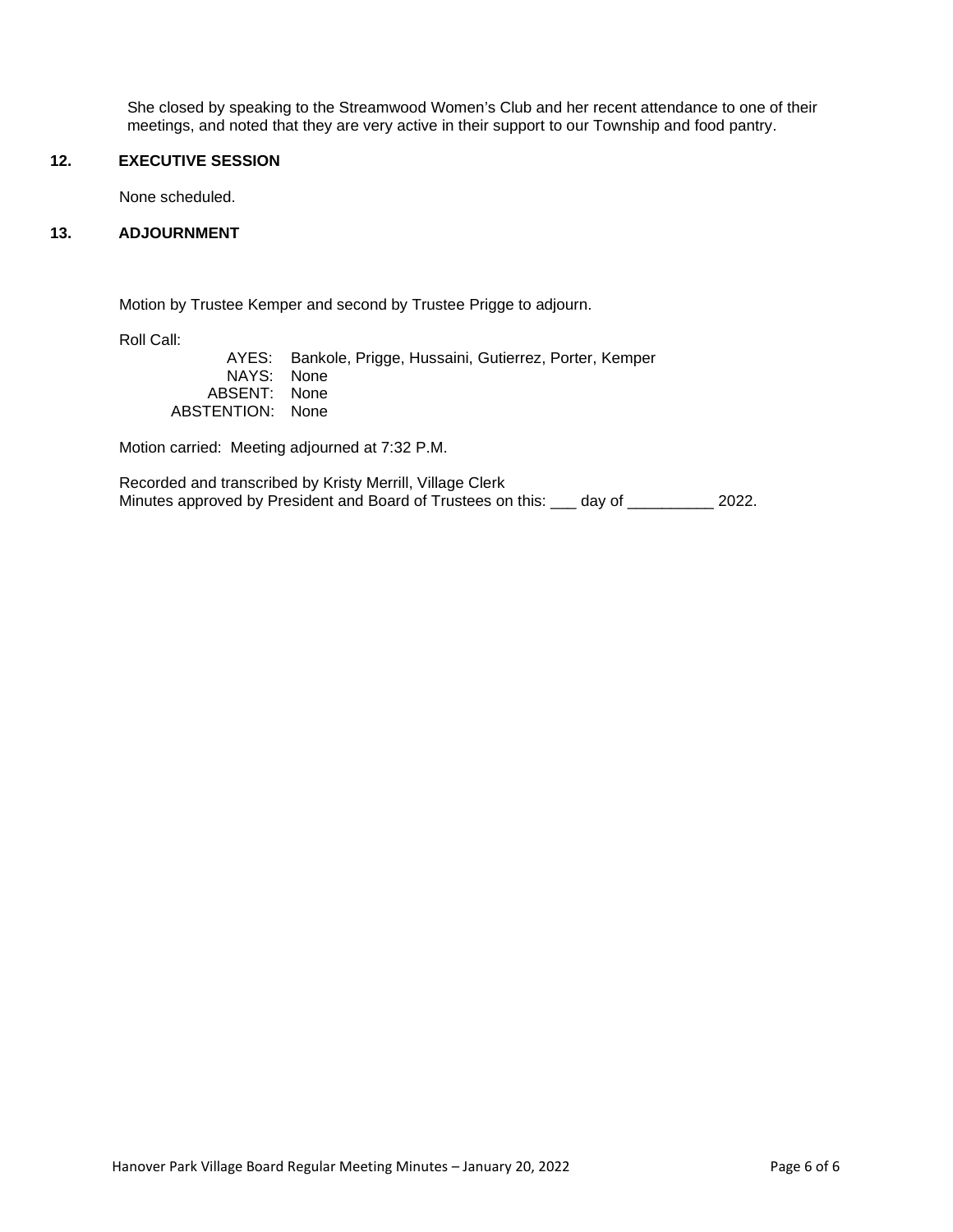She closed by speaking to the Streamwood Women's Club and her recent attendance to one of their meetings, and noted that they are very active in their support to our Township and food pantry.

## 12. EXECUTIVE SESSION

None scheduled.

## 13. ADJOURNMENT

Motion by Trustee Kemper and second by Trustee Prigge to adjourn.

Roll Call:

AYES: Bankole, Prigge, Hussaini, Gutierrez, Porter, Kemper
NAYS: None
ABSENT: None
ABSTENTION: None

Motion carried: Meeting adjourned at 7:32 P.M.

Recorded and transcribed by Kristy Merrill, Village Clerk
Minutes approved by President and Board of Trustees on this: ___ day of __________ 2022.